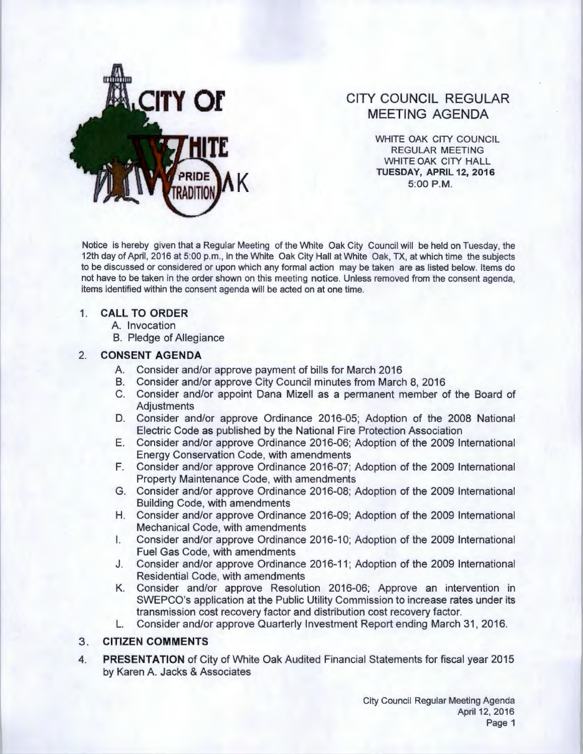# CITY COUNCIL REGULAR MEETING AGENDA

WHITE OAK CITY COUNCIL
REGULAR MEETING
WHITE OAK CITY HALL
**TUESDAY, APRIL 12, 2016**
5:00 P.M.

Notice is hereby given that a Regular Meeting of the White Oak City Council will be held on Tuesday, the 12th day of April, 2016 at 5:00 p.m., in the White Oak City Hall at White Oak, TX, at which time the subjects to be discussed or considered or upon which any formal action may be taken are as listed below. Items do not have to be taken in the order shown on this meeting notice. Unless removed from the consent agenda, items identified within the consent agenda will be acted on at one time.

1. **CALL TO ORDER**
   A. Invocation
   B. Pledge of Allegiance

2. **CONSENT AGENDA**
   A. Consider and/or approve payment of bills for March 2016
   B. Consider and/or approve City Council minutes from March 8, 2016
   C. Consider and/or appoint Dana Mizell as a permanent member of the Board of Adjustments
   D. Consider and/or approve Ordinance 2016-05; Adoption of the 2008 National Electric Code as published by the National Fire Protection Association
   E. Consider and/or approve Ordinance 2016-06; Adoption of the 2009 International Energy Conservation Code, with amendments
   F. Consider and/or approve Ordinance 2016-07; Adoption of the 2009 International Property Maintenance Code, with amendments
   G. Consider and/or approve Ordinance 2016-08; Adoption of the 2009 International Building Code, with amendments
   H. Consider and/or approve Ordinance 2016-09; Adoption of the 2009 International Mechanical Code, with amendments
   I. Consider and/or approve Ordinance 2016-10; Adoption of the 2009 International Fuel Gas Code, with amendments
   J. Consider and/or approve Ordinance 2016-11; Adoption of the 2009 International Residential Code, with amendments
   K. Consider and/or approve Resolution 2016-06; Approve an intervention in SWEPCO's application at the Public Utility Commission to increase rates under its transmission cost recovery factor and distribution cost recovery factor.
   L. Consider and/or approve Quarterly Investment Report ending March 31, 2016.

3. **CITIZEN COMMENTS**

4. **PRESENTATION** of City of White Oak Audited Financial Statements for fiscal year 2015 by Karen A. Jacks & Associates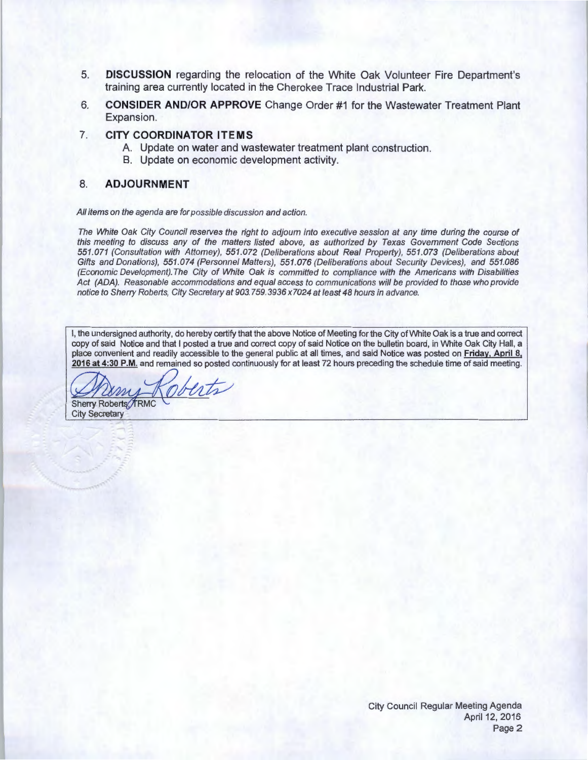5. **DISCUSSION** regarding the relocation of the White Oak Volunteer Fire Department's training area currently located in the Cherokee Trace Industrial Park.

6. **CONSIDER AND/OR APPROVE** Change Order #1 for the Wastewater Treatment Plant Expansion.

7. **CITY COORDINATOR ITEMS**
   A. Update on water and wastewater treatment plant construction.
   B. Update on economic development activity.

8. **ADJOURNMENT**

*All items on the agenda are for possible discussion and action.*

*The White Oak City Council reserves the right to adjourn into executive session at any time during the course of this meeting to discuss any of the matters listed above, as authorized by Texas Government Code Sections 551.071 (Consultation with Attorney), 551.072 (Deliberations about Real Property), 551.073 (Deliberations about Gifts and Donations), 551.074 (Personnel Matters), 551.076 (Deliberations about Security Devices), and 551.086 (Economic Development). The City of White Oak is committed to compliance with the Americans with Disabilities Act (ADA). Reasonable accommodations and equal access to communications will be provided to those who provide notice to Sherry Roberts, City Secretary at 903.759.3936 x7024 at least 48 hours in advance.*

I, the undersigned authority, do hereby certify that the above Notice of Meeting for the City of White Oak is a true and correct copy of said Notice and that I posted a true and correct copy of said Notice on the bulletin board, in White Oak City Hall, a place convenient and readily accessible to the general public at all times, and said Notice was posted on **Friday, April 8, 2016 at 4:30 P.M.** and remained so posted continuously for at least 72 hours preceding the schedule time of said meeting.

Sherry Roberts, TRMC
City Secretary

City Council Regular Meeting Agenda
April 12, 2016